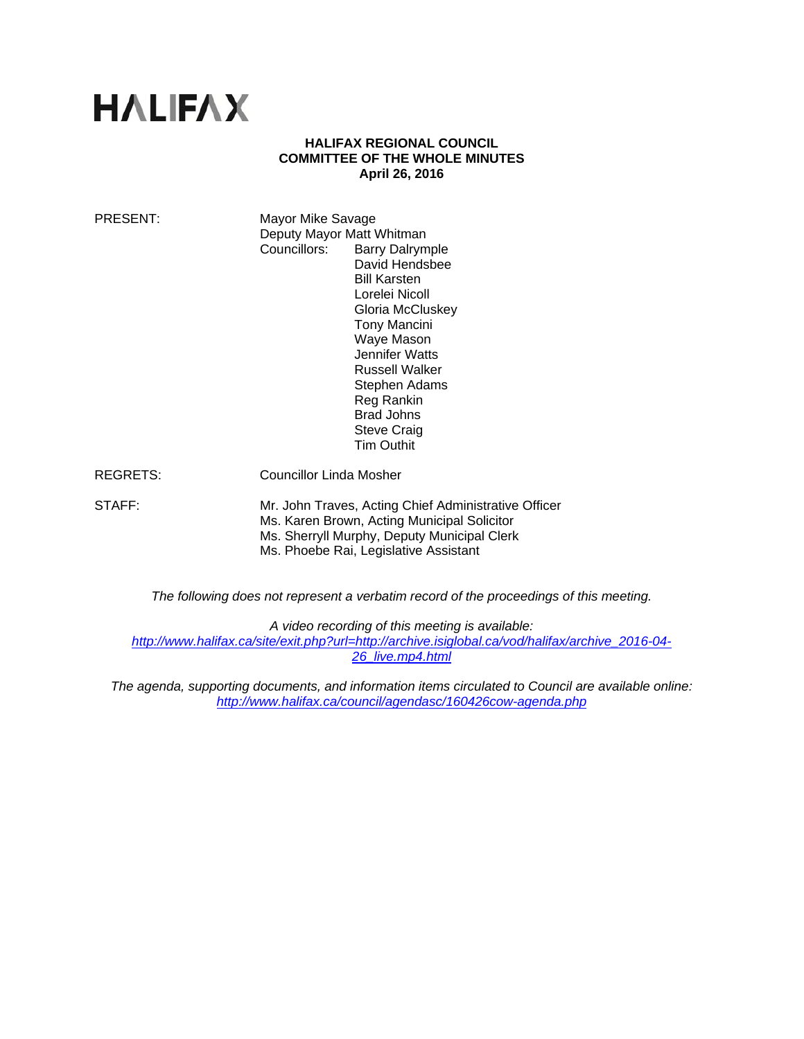HALIFAX

**HALIFAX REGIONAL COUNCIL**
**COMMITTEE OF THE WHOLE MINUTES**
**April 26, 2016**

PRESENT: Mayor Mike Savage
Deputy Mayor Matt Whitman
Councillors: Barry Dalrymple
David Hendsbee
Bill Karsten
Lorelei Nicoll
Gloria McCluskey
Tony Mancini
Waye Mason
Jennifer Watts
Russell Walker
Stephen Adams
Reg Rankin
Brad Johns
Steve Craig
Tim Outhit

REGRETS: Councillor Linda Mosher

STAFF: Mr. John Traves, Acting Chief Administrative Officer
Ms. Karen Brown, Acting Municipal Solicitor
Ms. Sherryll Murphy, Deputy Municipal Clerk
Ms. Phoebe Rai, Legislative Assistant

*The following does not represent a verbatim record of the proceedings of this meeting.*

*A video recording of this meeting is available:*
*http://www.halifax.ca/site/exit.php?url=http://archive.isiglobal.ca/vod/halifax/archive_2016-04-26_live.mp4.html*

*The agenda, supporting documents, and information items circulated to Council are available online:*
*http://www.halifax.ca/council/agendasc/160426cow-agenda.php*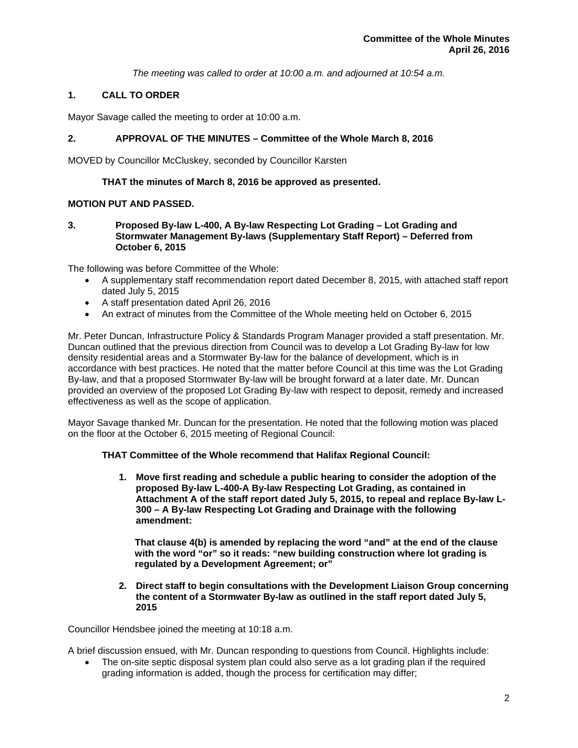*The meeting was called to order at 10:00 a.m. and adjourned at 10:54 a.m.*

## 1. CALL TO ORDER

Mayor Savage called the meeting to order at 10:00 a.m.

## 2. APPROVAL OF THE MINUTES – Committee of the Whole March 8, 2016

MOVED by Councillor McCluskey, seconded by Councillor Karsten

**THAT the minutes of March 8, 2016 be approved as presented.**

**MOTION PUT AND PASSED.**

## 3. Proposed By-law L-400, A By-law Respecting Lot Grading – Lot Grading and Stormwater Management By-laws (Supplementary Staff Report) – Deferred from October 6, 2015

The following was before Committee of the Whole:

- A supplementary staff recommendation report dated December 8, 2015, with attached staff report dated July 5, 2015
- A staff presentation dated April 26, 2016
- An extract of minutes from the Committee of the Whole meeting held on October 6, 2015

Mr. Peter Duncan, Infrastructure Policy & Standards Program Manager provided a staff presentation. Mr. Duncan outlined that the previous direction from Council was to develop a Lot Grading By-law for low density residential areas and a Stormwater By-law for the balance of development, which is in accordance with best practices. He noted that the matter before Council at this time was the Lot Grading By-law, and that a proposed Stormwater By-law will be brought forward at a later date. Mr. Duncan provided an overview of the proposed Lot Grading By-law with respect to deposit, remedy and increased effectiveness as well as the scope of application.

Mayor Savage thanked Mr. Duncan for the presentation. He noted that the following motion was placed on the floor at the October 6, 2015 meeting of Regional Council:

**THAT Committee of the Whole recommend that Halifax Regional Council:**

1. **Move first reading and schedule a public hearing to consider the adoption of the proposed By-law L-400-A By-law Respecting Lot Grading, as contained in Attachment A of the staff report dated July 5, 2015, to repeal and replace By-law L-300 – A By-law Respecting Lot Grading and Drainage with the following amendment:**

   **That clause 4(b) is amended by replacing the word "and" at the end of the clause with the word "or" so it reads: "new building construction where lot grading is regulated by a Development Agreement; or"**

2. **Direct staff to begin consultations with the Development Liaison Group concerning the content of a Stormwater By-law as outlined in the staff report dated July 5, 2015**

Councillor Hendsbee joined the meeting at 10:18 a.m.

A brief discussion ensued, with Mr. Duncan responding to questions from Council. Highlights include:

- The on-site septic disposal system plan could also serve as a lot grading plan if the required grading information is added, though the process for certification may differ;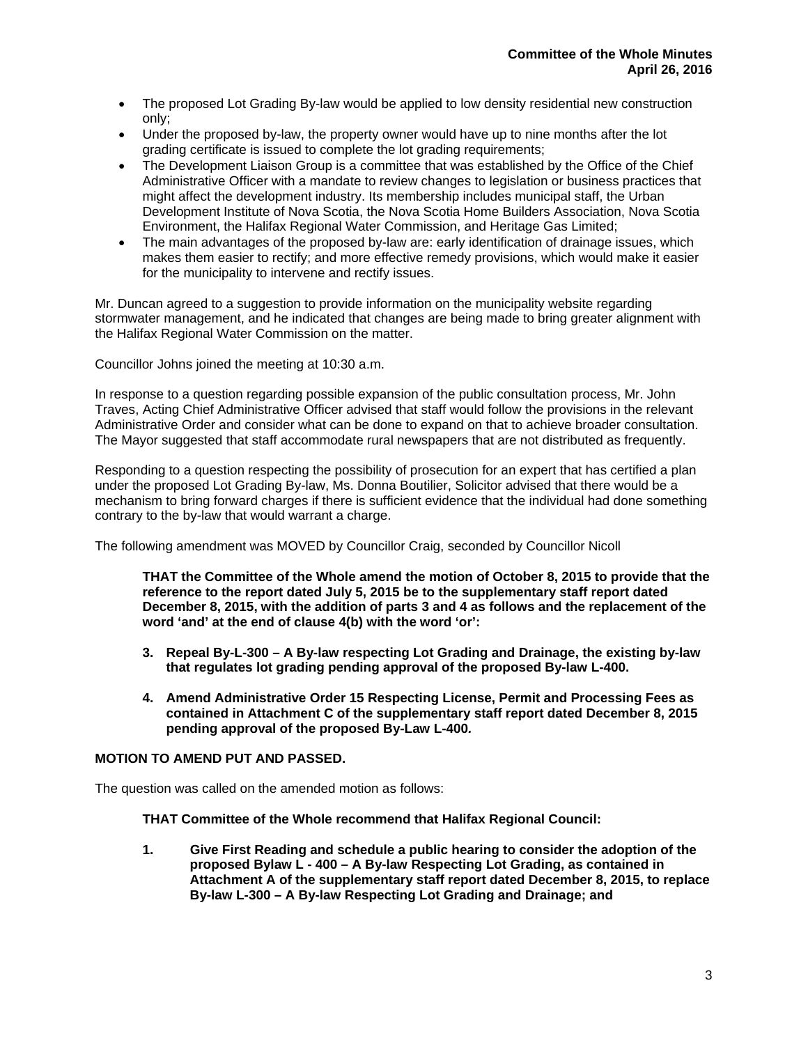- The proposed Lot Grading By-law would be applied to low density residential new construction only;
- Under the proposed by-law, the property owner would have up to nine months after the lot grading certificate is issued to complete the lot grading requirements;
- The Development Liaison Group is a committee that was established by the Office of the Chief Administrative Officer with a mandate to review changes to legislation or business practices that might affect the development industry. Its membership includes municipal staff, the Urban Development Institute of Nova Scotia, the Nova Scotia Home Builders Association, Nova Scotia Environment, the Halifax Regional Water Commission, and Heritage Gas Limited;
- The main advantages of the proposed by-law are: early identification of drainage issues, which makes them easier to rectify; and more effective remedy provisions, which would make it easier for the municipality to intervene and rectify issues.

Mr. Duncan agreed to a suggestion to provide information on the municipality website regarding stormwater management, and he indicated that changes are being made to bring greater alignment with the Halifax Regional Water Commission on the matter.

Councillor Johns joined the meeting at 10:30 a.m.

In response to a question regarding possible expansion of the public consultation process, Mr. John Traves, Acting Chief Administrative Officer advised that staff would follow the provisions in the relevant Administrative Order and consider what can be done to expand on that to achieve broader consultation. The Mayor suggested that staff accommodate rural newspapers that are not distributed as frequently.

Responding to a question respecting the possibility of prosecution for an expert that has certified a plan under the proposed Lot Grading By-law, Ms. Donna Boutilier, Solicitor advised that there would be a mechanism to bring forward charges if there is sufficient evidence that the individual had done something contrary to the by-law that would warrant a charge.

The following amendment was MOVED by Councillor Craig, seconded by Councillor Nicoll

> **THAT the Committee of the Whole amend the motion of October 8, 2015 to provide that the reference to the report dated July 5, 2015 be to the supplementary staff report dated December 8, 2015, with the addition of parts 3 and 4 as follows and the replacement of the word 'and' at the end of clause 4(b) with the word 'or':**
>
> **3. Repeal By-L-300 – A By-law respecting Lot Grading and Drainage, the existing by-law that regulates lot grading pending approval of the proposed By-law L-400.**
>
> **4. Amend Administrative Order 15 Respecting License, Permit and Processing Fees as contained in Attachment C of the supplementary staff report dated December 8, 2015 pending approval of the proposed By-Law L-400.**

**MOTION TO AMEND PUT AND PASSED.**

The question was called on the amended motion as follows:

> **THAT Committee of the Whole recommend that Halifax Regional Council:**
>
> **1. Give First Reading and schedule a public hearing to consider the adoption of the proposed Bylaw L - 400 – A By-law Respecting Lot Grading, as contained in Attachment A of the supplementary staff report dated December 8, 2015, to replace By-law L-300 – A By-law Respecting Lot Grading and Drainage; and**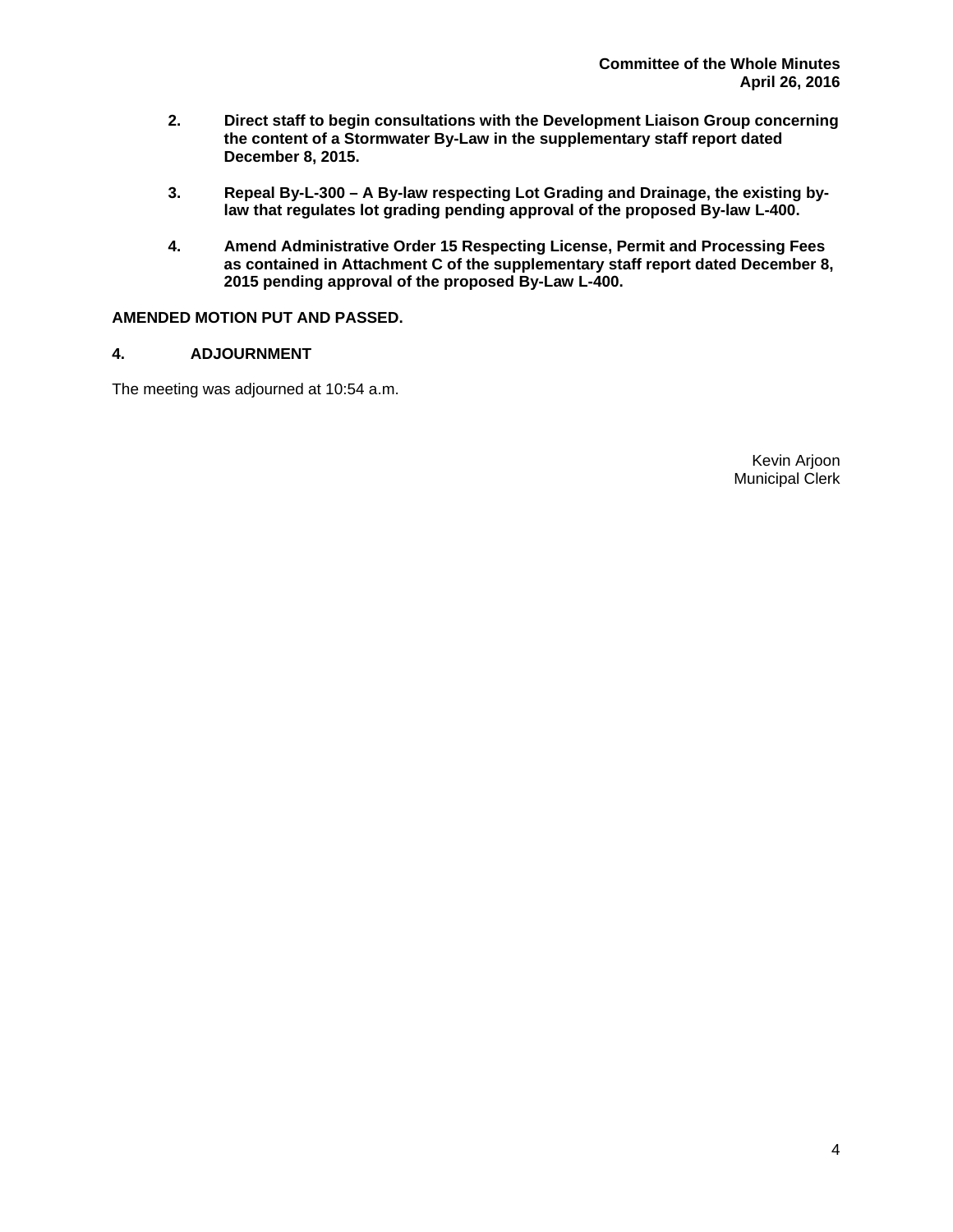2. **Direct staff to begin consultations with the Development Liaison Group concerning the content of a Stormwater By-Law in the supplementary staff report dated December 8, 2015.**

3. **Repeal By-L-300 – A By-law respecting Lot Grading and Drainage, the existing by-law that regulates lot grading pending approval of the proposed By-law L-400.**

4. **Amend Administrative Order 15 Respecting License, Permit and Processing Fees as contained in Attachment C of the supplementary staff report dated December 8, 2015 pending approval of the proposed By-Law L-400.**

**AMENDED MOTION PUT AND PASSED.**

## 4. ADJOURNMENT

The meeting was adjourned at 10:54 a.m.

Kevin Arjoon
Municipal Clerk